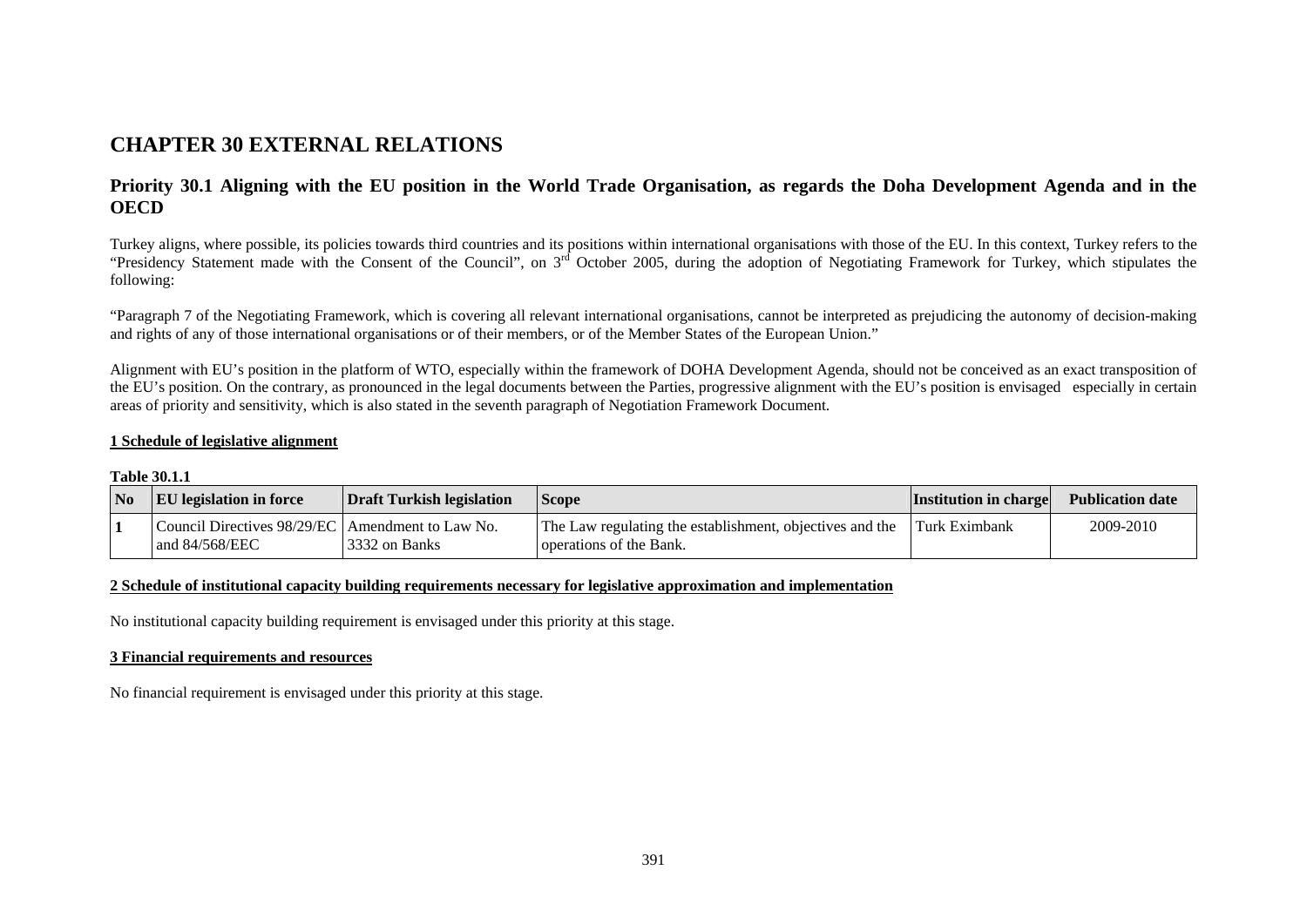# CHAPTER 30 EXTERNAL RELATIONS

## Priority 30.1 Aligning with the EU position in the World Trade Organisation, as regards the Doha Development Agenda and in the OECD

Turkey aligns, where possible, its policies towards third countries and its positions within international organisations with those of the EU. In this context, Turkey refers to the "Presidency Statement made with the Consent of the Council", on 3rd October 2005, during the adoption of Negotiating Framework for Turkey, which stipulates the following:

"Paragraph 7 of the Negotiating Framework, which is covering all relevant international organisations, cannot be interpreted as prejudicing the autonomy of decision-making and rights of any of those international organisations or of their members, or of the Member States of the European Union."

Alignment with EU's position in the platform of WTO, especially within the framework of DOHA Development Agenda, should not be conceived as an exact transposition of the EU's position. On the contrary, as pronounced in the legal documents between the Parties, progressive alignment with the EU's position is envisaged especially in certain areas of priority and sensitivity, which is also stated in the seventh paragraph of Negotiation Framework Document.

**1 Schedule of legislative alignment**

**Table 30.1.1**

| No | EU legislation in force | Draft Turkish legislation | Scope | Institution in charge | Publication date |
|---|---|---|---|---|---|
| 1 | Council Directives 98/29/EC and 84/568/EEC | Amendment to Law No. 3332 on Banks | The Law regulating the establishment, objectives and the operations of the Bank. | Turk Eximbank | 2009-2010 |

**2 Schedule of institutional capacity building requirements necessary for legislative approximation and implementation**

No institutional capacity building requirement is envisaged under this priority at this stage.

**3 Financial requirements and resources**

No financial requirement is envisaged under this priority at this stage.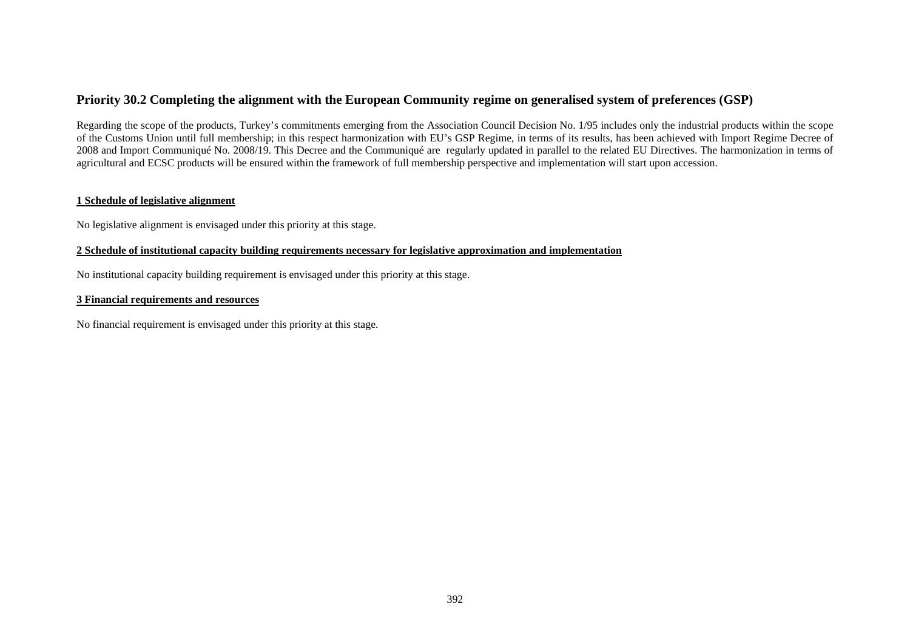## Priority 30.2 Completing the alignment with the European Community regime on generalised system of preferences (GSP)

Regarding the scope of the products, Turkey's commitments emerging from the Association Council Decision No. 1/95 includes only the industrial products within the scope of the Customs Union until full membership; in this respect harmonization with EU's GSP Regime, in terms of its results, has been achieved with Import Regime Decree of 2008 and Import Communiqué No. 2008/19. This Decree and the Communiqué are regularly updated in parallel to the related EU Directives. The harmonization in terms of agricultural and ECSC products will be ensured within the framework of full membership perspective and implementation will start upon accession.

### 1 Schedule of legislative alignment

No legislative alignment is envisaged under this priority at this stage.

### 2 Schedule of institutional capacity building requirements necessary for legislative approximation and implementation

No institutional capacity building requirement is envisaged under this priority at this stage.

### 3 Financial requirements and resources

No financial requirement is envisaged under this priority at this stage.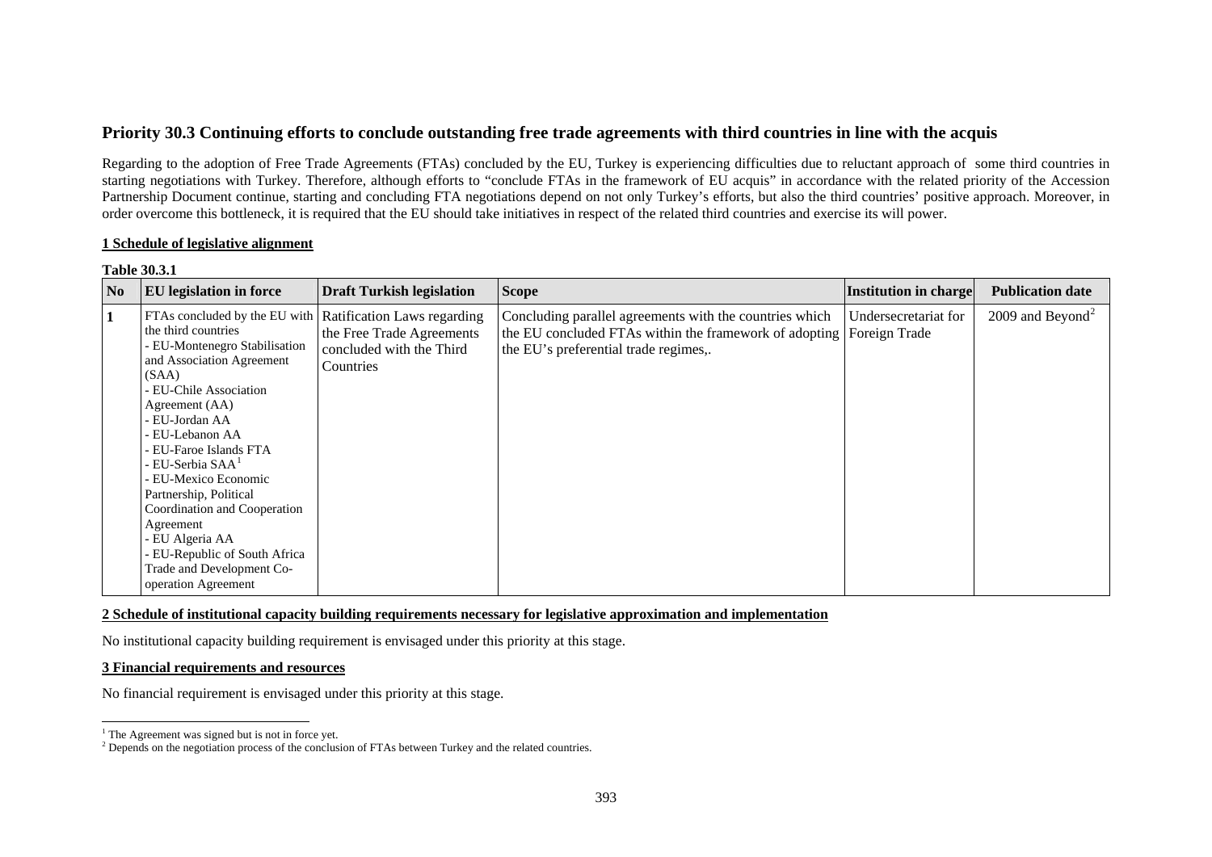## Priority 30.3 Continuing efforts to conclude outstanding free trade agreements with third countries in line with the acquis

Regarding to the adoption of Free Trade Agreements (FTAs) concluded by the EU, Turkey is experiencing difficulties due to reluctant approach of some third countries in starting negotiations with Turkey. Therefore, although efforts to "conclude FTAs in the framework of EU acquis" in accordance with the related priority of the Accession Partnership Document continue, starting and concluding FTA negotiations depend on not only Turkey's efforts, but also the third countries' positive approach. Moreover, in order overcome this bottleneck, it is required that the EU should take initiatives in respect of the related third countries and exercise its will power.

**1 Schedule of legislative alignment**

**Table 30.3.1**

| No | EU legislation in force | Draft Turkish legislation | Scope | Institution in charge | Publication date |
|---|---|---|---|---|---|
| 1 | FTAs concluded by the EU with the third countries<br>- EU-Montenegro Stabilisation and Association Agreement (SAA)<br>- EU-Chile Association Agreement (AA)<br>- EU-Jordan AA<br>- EU-Lebanon AA<br>- EU-Faroe Islands FTA<br>- EU-Serbia SAA[1]<br>- EU-Mexico Economic Partnership, Political Coordination and Cooperation Agreement<br>- EU Algeria AA<br>- EU-Republic of South Africa Trade and Development Co-operation Agreement | Ratification Laws regarding the Free Trade Agreements concluded with the Third Countries | Concluding parallel agreements with the countries which the EU concluded FTAs within the framework of adopting the EU's preferential trade regimes,. | Undersecretariat for Foreign Trade | 2009 and Beyond[2] |

**2 Schedule of institutional capacity building requirements necessary for legislative approximation and implementation**

No institutional capacity building requirement is envisaged under this priority at this stage.

**3 Financial requirements and resources**

No financial requirement is envisaged under this priority at this stage.

[1] The Agreement was signed but is not in force yet.

[2] Depends on the negotiation process of the conclusion of FTAs between Turkey and the related countries.